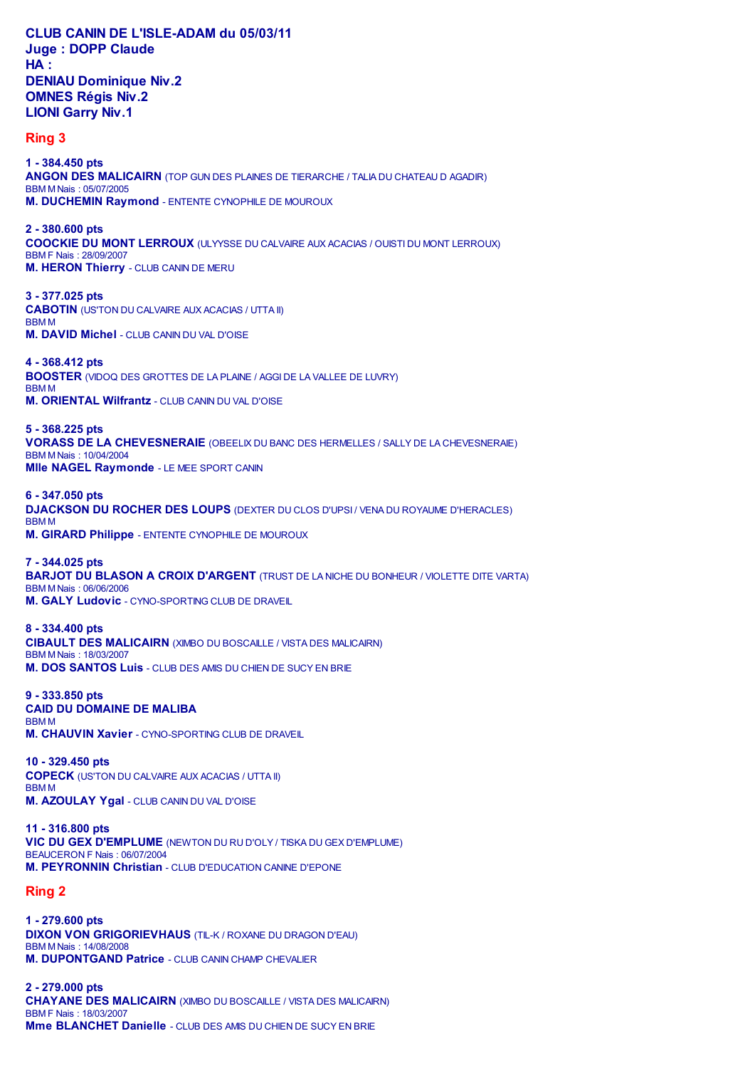**CLUB CANIN DE L'ISLE-ADAM du 05/03/11**
**Juge : DOPP Claude**
**HA :**
**DENIAU Dominique Niv.2**
**OMNES Régis Niv.2**
**LIONI Garry Niv.1**

## Ring 3

**1 - 384.450 pts**
**ANGON DES MALICAIRN** (TOP GUN DES PLAINES DE TIERARCHE / TALIA DU CHATEAU D AGADIR)
BBM M Nais : 05/07/2005
**M. DUCHEMIN Raymond** - ENTENTE CYNOPHILE DE MOUROUX

**2 - 380.600 pts**
**COOCKIE DU MONT LERROUX** (ULYYSSE DU CALVAIRE AUX ACACIAS / OUISTI DU MONT LERROUX)
BBM F Nais : 28/09/2007
**M. HERON Thierry** - CLUB CANIN DE MERU

**3 - 377.025 pts**
**CABOTIN** (US'TON DU CALVAIRE AUX ACACIAS / UTTA II)
BBM M
**M. DAVID Michel** - CLUB CANIN DU VAL D'OISE

**4 - 368.412 pts**
**BOOSTER** (VIDOQ DES GROTTES DE LA PLAINE / AGGI DE LA VALLEE DE LUVRY)
BBM M
**M. ORIENTAL Wilfrantz** - CLUB CANIN DU VAL D'OISE

**5 - 368.225 pts**
**VORASS DE LA CHEVESNERAIE** (OBEELIX DU BANC DES HERMELLES / SALLY DE LA CHEVESNERAIE)
BBM M Nais : 10/04/2004
**Mlle NAGEL Raymonde** - LE MEE SPORT CANIN

**6 - 347.050 pts**
**DJACKSON DU ROCHER DES LOUPS** (DEXTER DU CLOS D'UPSI / VENA DU ROYAUME D'HERACLES)
BBM M
**M. GIRARD Philippe** - ENTENTE CYNOPHILE DE MOUROUX

**7 - 344.025 pts**
**BARJOT DU BLASON A CROIX D'ARGENT** (TRUST DE LA NICHE DU BONHEUR / VIOLETTE DITE VARTA)
BBM M Nais : 06/06/2006
**M. GALY Ludovic** - CYNO-SPORTING CLUB DE DRAVEIL

**8 - 334.400 pts**
**CIBAULT DES MALICAIRN** (XIMBO DU BOSCAILLE / VISTA DES MALICAIRN)
BBM M Nais : 18/03/2007
**M. DOS SANTOS Luis** - CLUB DES AMIS DU CHIEN DE SUCY EN BRIE

**9 - 333.850 pts**
**CAID DU DOMAINE DE MALIBA**
BBM M
**M. CHAUVIN Xavier** - CYNO-SPORTING CLUB DE DRAVEIL

**10 - 329.450 pts**
**COPECK** (US'TON DU CALVAIRE AUX ACACIAS / UTTA II)
BBM M
**M. AZOULAY Ygal** - CLUB CANIN DU VAL D'OISE

**11 - 316.800 pts**
**VIC DU GEX D'EMPLUME** (NEWTON DU RU D'OLY / TISKA DU GEX D'EMPLUME)
BEAUCERON F Nais : 06/07/2004
**M. PEYRONNIN Christian** - CLUB D'EDUCATION CANINE D'EPONE

## Ring 2

**1 - 279.600 pts**
**DIXON VON GRIGORIEVHAUS** (TIL-K / ROXANE DU DRAGON D'EAU)
BBM M Nais : 14/08/2008
**M. DUPONTGAND Patrice** - CLUB CANIN CHAMP CHEVALIER

**2 - 279.000 pts**
**CHAYANE DES MALICAIRN** (XIMBO DU BOSCAILLE / VISTA DES MALICAIRN)
BBM F Nais : 18/03/2007
**Mme BLANCHET Danielle** - CLUB DES AMIS DU CHIEN DE SUCY EN BRIE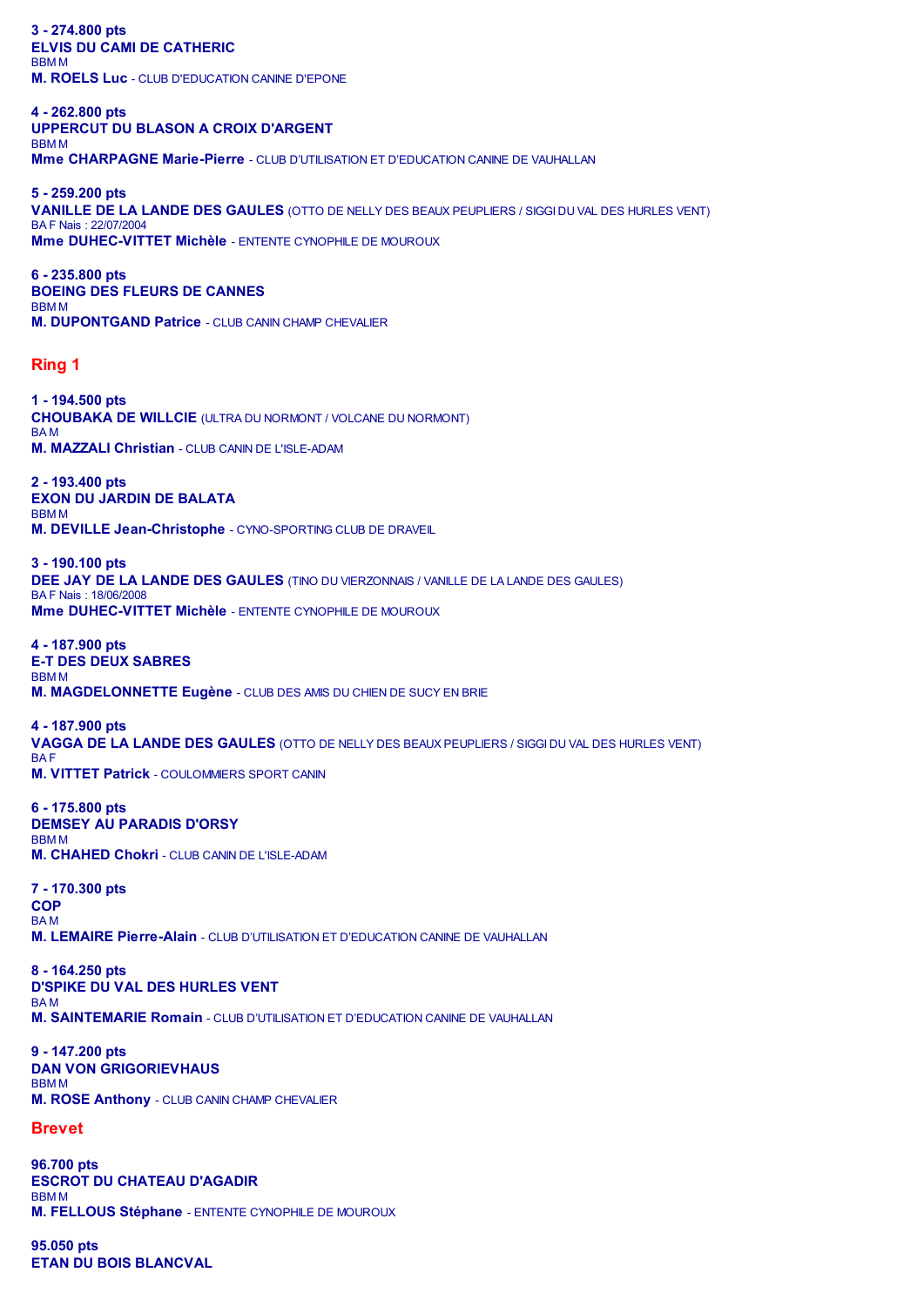**3 - 274.800 pts**
**ELVIS DU CAMI DE CATHERIC**
BBM M
**M. ROELS Luc** - CLUB D'EDUCATION CANINE D'EPONE

**4 - 262.800 pts**
**UPPERCUT DU BLASON A CROIX D'ARGENT**
BBM M
**Mme CHARPAGNE Marie-Pierre** - CLUB D'UTILISATION ET D'EDUCATION CANINE DE VAUHALLAN

**5 - 259.200 pts**
**VANILLE DE LA LANDE DES GAULES** (OTTO DE NELLY DES BEAUX PEUPLIERS / SIGGI DU VAL DES HURLES VENT)
BA F Nais : 22/07/2004
**Mme DUHEC-VITTET Michèle** - ENTENTE CYNOPHILE DE MOUROUX

**6 - 235.800 pts**
**BOEING DES FLEURS DE CANNES**
BBM M
**M. DUPONTGAND Patrice** - CLUB CANIN CHAMP CHEVALIER

## Ring 1

**1 - 194.500 pts**
**CHOUBAKA DE WILLCIE** (ULTRA DU NORMONT / VOLCANE DU NORMONT)
BA M
**M. MAZZALI Christian** - CLUB CANIN DE L'ISLE-ADAM

**2 - 193.400 pts**
**EXON DU JARDIN DE BALATA**
BBM M
**M. DEVILLE Jean-Christophe** - CYNO-SPORTING CLUB DE DRAVEIL

**3 - 190.100 pts**
**DEE JAY DE LA LANDE DES GAULES** (TINO DU VIERZONNAIS / VANILLE DE LA LANDE DES GAULES)
BA F Nais : 18/06/2008
**Mme DUHEC-VITTET Michèle** - ENTENTE CYNOPHILE DE MOUROUX

**4 - 187.900 pts**
**E-T DES DEUX SABRES**
BBM M
**M. MAGDELONNETTE Eugène** - CLUB DES AMIS DU CHIEN DE SUCY EN BRIE

**4 - 187.900 pts**
**VAGGA DE LA LANDE DES GAULES** (OTTO DE NELLY DES BEAUX PEUPLIERS / SIGGI DU VAL DES HURLES VENT)
BA F
**M. VITTET Patrick** - COULOMMIERS SPORT CANIN

**6 - 175.800 pts**
**DEMSEY AU PARADIS D'ORSY**
BBM M
**M. CHAHED Chokri** - CLUB CANIN DE L'ISLE-ADAM

**7 - 170.300 pts**
**COP**
BA M
**M. LEMAIRE Pierre-Alain** - CLUB D'UTILISATION ET D'EDUCATION CANINE DE VAUHALLAN

**8 - 164.250 pts**
**D'SPIKE DU VAL DES HURLES VENT**
BA M
**M. SAINTEMARIE Romain** - CLUB D'UTILISATION ET D'EDUCATION CANINE DE VAUHALLAN

**9 - 147.200 pts**
**DAN VON GRIGORIEVHAUS**
BBM M
**M. ROSE Anthony** - CLUB CANIN CHAMP CHEVALIER

## Brevet

**96.700 pts**
**ESCROT DU CHATEAU D'AGADIR**
BBM M
**M. FELLOUS Stéphane** - ENTENTE CYNOPHILE DE MOUROUX

**95.050 pts**
**ETAN DU BOIS BLANCVAL**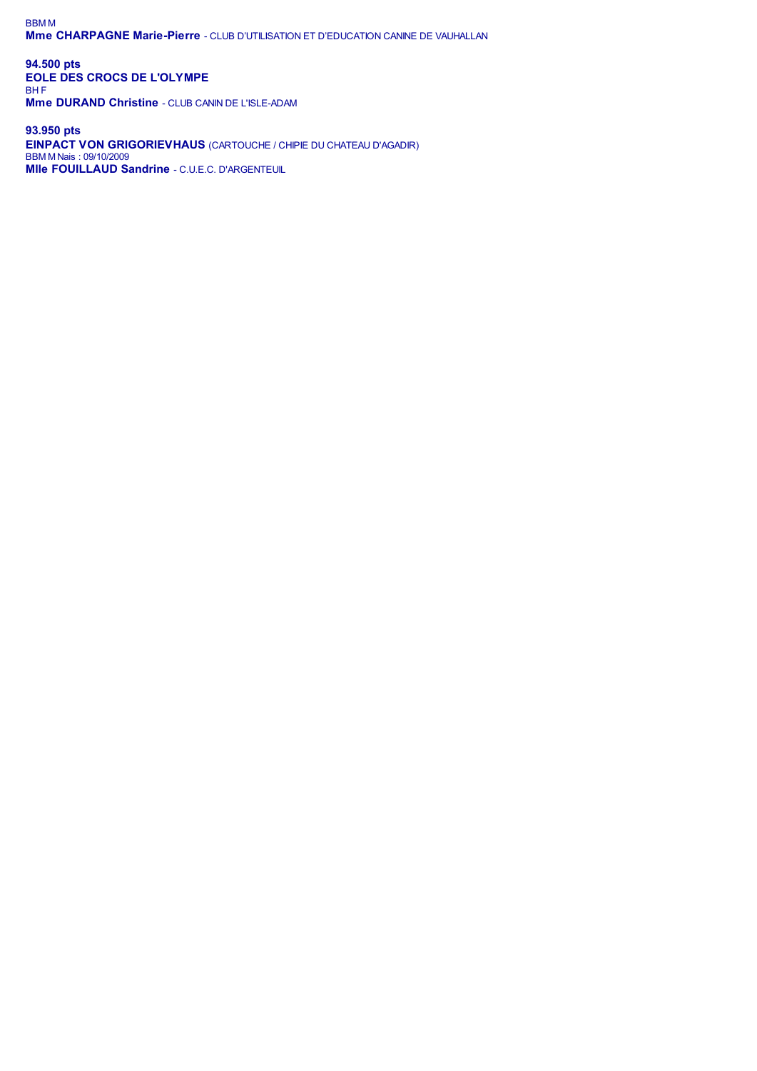BBM M
**Mme CHARPAGNE Marie-Pierre** - CLUB D'UTILISATION ET D'EDUCATION CANINE DE VAUHALLAN

**94.500 pts**
**EOLE DES CROCS DE L'OLYMPE**
BH F
**Mme DURAND Christine** - CLUB CANIN DE L'ISLE-ADAM

**93.950 pts**
**EINPACT VON GRIGORIEVHAUS** (CARTOUCHE / CHIPIE DU CHATEAU D'AGADIR)
BBM M Nais : 09/10/2009
**Mlle FOUILLAUD Sandrine** - C.U.E.C. D'ARGENTEUIL